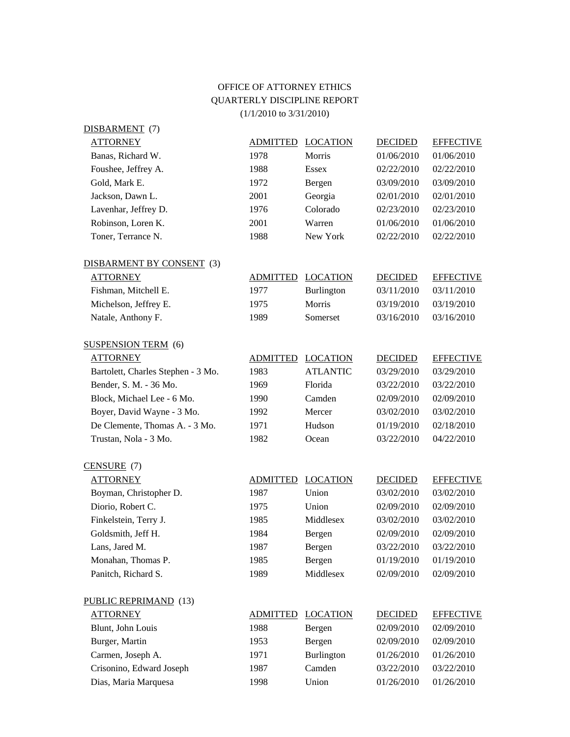# OFFICE OF ATTORNEY ETHICS
## QUARTERLY DISCIPLINE REPORT
(1/1/2010 to 3/31/2010)

### DISBARMENT (7)

| ATTORNEY | ADMITTED | LOCATION | DECIDED | EFFECTIVE |
|---|---|---|---|---|
| Banas, Richard W. | 1978 | Morris | 01/06/2010 | 01/06/2010 |
| Foushee, Jeffrey A. | 1988 | Essex | 02/22/2010 | 02/22/2010 |
| Gold, Mark E. | 1972 | Bergen | 03/09/2010 | 03/09/2010 |
| Jackson, Dawn L. | 2001 | Georgia | 02/01/2010 | 02/01/2010 |
| Lavenhar, Jeffrey D. | 1976 | Colorado | 02/23/2010 | 02/23/2010 |
| Robinson, Loren K. | 2001 | Warren | 01/06/2010 | 01/06/2010 |
| Toner, Terrance N. | 1988 | New York | 02/22/2010 | 02/22/2010 |

### DISBARMENT BY CONSENT (3)

| ATTORNEY | ADMITTED | LOCATION | DECIDED | EFFECTIVE |
|---|---|---|---|---|
| Fishman, Mitchell E. | 1977 | Burlington | 03/11/2010 | 03/11/2010 |
| Michelson, Jeffrey E. | 1975 | Morris | 03/19/2010 | 03/19/2010 |
| Natale, Anthony F. | 1989 | Somerset | 03/16/2010 | 03/16/2010 |

### SUSPENSION TERM (6)

| ATTORNEY | ADMITTED | LOCATION | DECIDED | EFFECTIVE |
|---|---|---|---|---|
| Bartolett, Charles Stephen - 3 Mo. | 1983 | ATLANTIC | 03/29/2010 | 03/29/2010 |
| Bender, S. M. - 36 Mo. | 1969 | Florida | 03/22/2010 | 03/22/2010 |
| Block, Michael Lee - 6 Mo. | 1990 | Camden | 02/09/2010 | 02/09/2010 |
| Boyer, David Wayne - 3 Mo. | 1992 | Mercer | 03/02/2010 | 03/02/2010 |
| De Clemente, Thomas A. - 3 Mo. | 1971 | Hudson | 01/19/2010 | 02/18/2010 |
| Trustan, Nola - 3 Mo. | 1982 | Ocean | 03/22/2010 | 04/22/2010 |

### CENSURE (7)

| ATTORNEY | ADMITTED | LOCATION | DECIDED | EFFECTIVE |
|---|---|---|---|---|
| Boyman, Christopher D. | 1987 | Union | 03/02/2010 | 03/02/2010 |
| Diorio, Robert C. | 1975 | Union | 02/09/2010 | 02/09/2010 |
| Finkelstein, Terry J. | 1985 | Middlesex | 03/02/2010 | 03/02/2010 |
| Goldsmith, Jeff H. | 1984 | Bergen | 02/09/2010 | 02/09/2010 |
| Lans, Jared M. | 1987 | Bergen | 03/22/2010 | 03/22/2010 |
| Monahan, Thomas P. | 1985 | Bergen | 01/19/2010 | 01/19/2010 |
| Panitch, Richard S. | 1989 | Middlesex | 02/09/2010 | 02/09/2010 |

### PUBLIC REPRIMAND (13)

| ATTORNEY | ADMITTED | LOCATION | DECIDED | EFFECTIVE |
|---|---|---|---|---|
| Blunt, John Louis | 1988 | Bergen | 02/09/2010 | 02/09/2010 |
| Burger, Martin | 1953 | Bergen | 02/09/2010 | 02/09/2010 |
| Carmen, Joseph A. | 1971 | Burlington | 01/26/2010 | 01/26/2010 |
| Crisonino, Edward Joseph | 1987 | Camden | 03/22/2010 | 03/22/2010 |
| Dias, Maria Marquesa | 1998 | Union | 01/26/2010 | 01/26/2010 |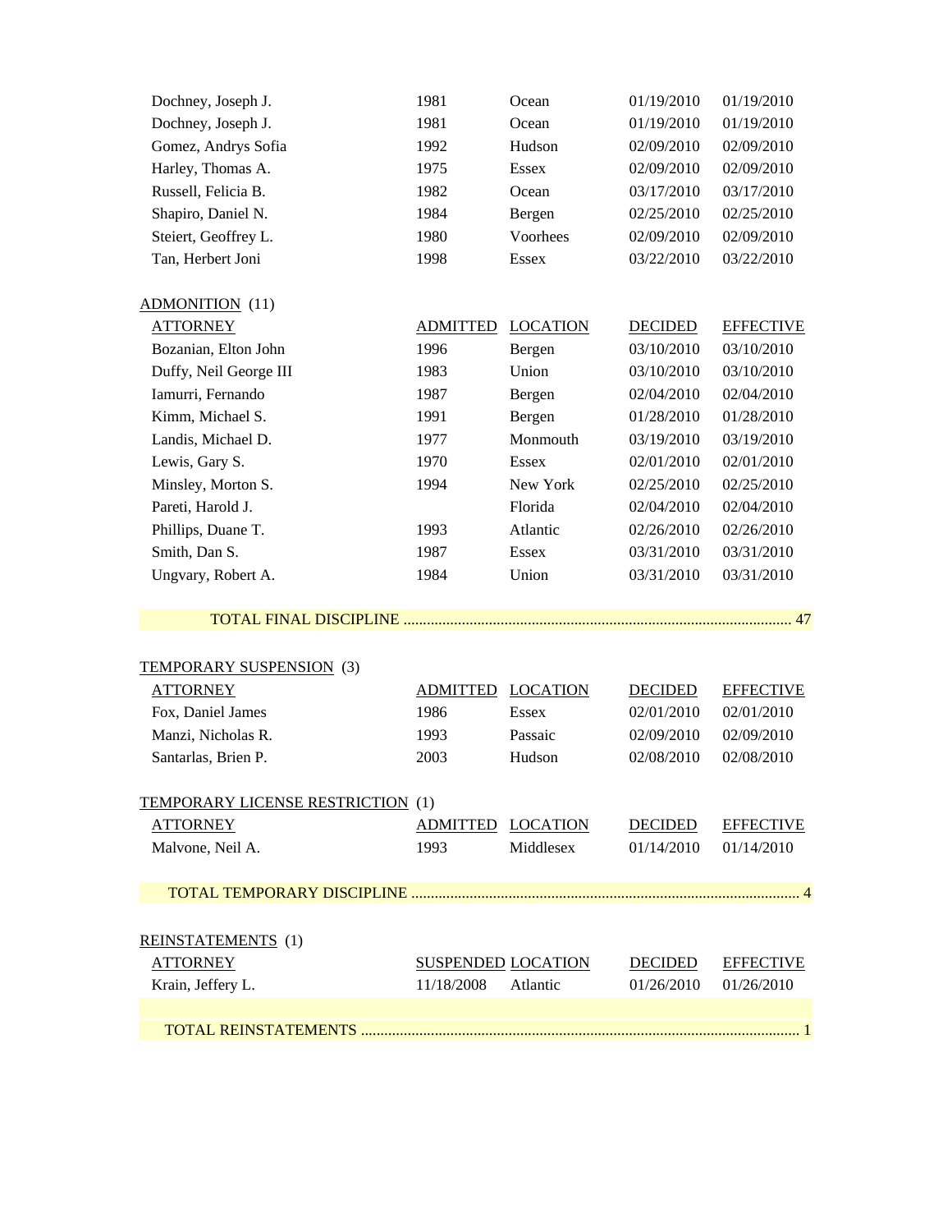| | | | | |
|---|---|---|---|---|
| Dochney, Joseph J. | 1981 | Ocean | 01/19/2010 | 01/19/2010 |
| Dochney, Joseph J. | 1981 | Ocean | 01/19/2010 | 01/19/2010 |
| Gomez, Andrys Sofia | 1992 | Hudson | 02/09/2010 | 02/09/2010 |
| Harley, Thomas A. | 1975 | Essex | 02/09/2010 | 02/09/2010 |
| Russell, Felicia B. | 1982 | Ocean | 03/17/2010 | 03/17/2010 |
| Shapiro, Daniel N. | 1984 | Bergen | 02/25/2010 | 02/25/2010 |
| Steiert, Geoffrey L. | 1980 | Voorhees | 02/09/2010 | 02/09/2010 |
| Tan, Herbert Joni | 1998 | Essex | 03/22/2010 | 03/22/2010 |

ADMONITION (11)

| ATTORNEY | ADMITTED | LOCATION | DECIDED | EFFECTIVE |
|---|---|---|---|---|
| Bozanian, Elton John | 1996 | Bergen | 03/10/2010 | 03/10/2010 |
| Duffy, Neil George III | 1983 | Union | 03/10/2010 | 03/10/2010 |
| Iamurri, Fernando | 1987 | Bergen | 02/04/2010 | 02/04/2010 |
| Kimm, Michael S. | 1991 | Bergen | 01/28/2010 | 01/28/2010 |
| Landis, Michael D. | 1977 | Monmouth | 03/19/2010 | 03/19/2010 |
| Lewis, Gary S. | 1970 | Essex | 02/01/2010 | 02/01/2010 |
| Minsley, Morton S. | 1994 | New York | 02/25/2010 | 02/25/2010 |
| Pareti, Harold J. | | Florida | 02/04/2010 | 02/04/2010 |
| Phillips, Duane T. | 1993 | Atlantic | 02/26/2010 | 02/26/2010 |
| Smith, Dan S. | 1987 | Essex | 03/31/2010 | 03/31/2010 |
| Ungvary, Robert A. | 1984 | Union | 03/31/2010 | 03/31/2010 |

TOTAL FINAL DISCIPLINE ........................................................................................ 47

TEMPORARY SUSPENSION (3)

| ATTORNEY | ADMITTED | LOCATION | DECIDED | EFFECTIVE |
|---|---|---|---|---|
| Fox, Daniel James | 1986 | Essex | 02/01/2010 | 02/01/2010 |
| Manzi, Nicholas R. | 1993 | Passaic | 02/09/2010 | 02/09/2010 |
| Santarlas, Brien P. | 2003 | Hudson | 02/08/2010 | 02/08/2010 |

TEMPORARY LICENSE RESTRICTION (1)

| ATTORNEY | ADMITTED | LOCATION | DECIDED | EFFECTIVE |
|---|---|---|---|---|
| Malvone, Neil A. | 1993 | Middlesex | 01/14/2010 | 01/14/2010 |

TOTAL TEMPORARY DISCIPLINE ........................................................................................ 4

REINSTATEMENTS (1)

| ATTORNEY | SUSPENDED | LOCATION | DECIDED | EFFECTIVE |
|---|---|---|---|---|
| Krain, Jeffery L. | 11/18/2008 | Atlantic | 01/26/2010 | 01/26/2010 |

TOTAL REINSTATEMENTS ........................................................................................ 1